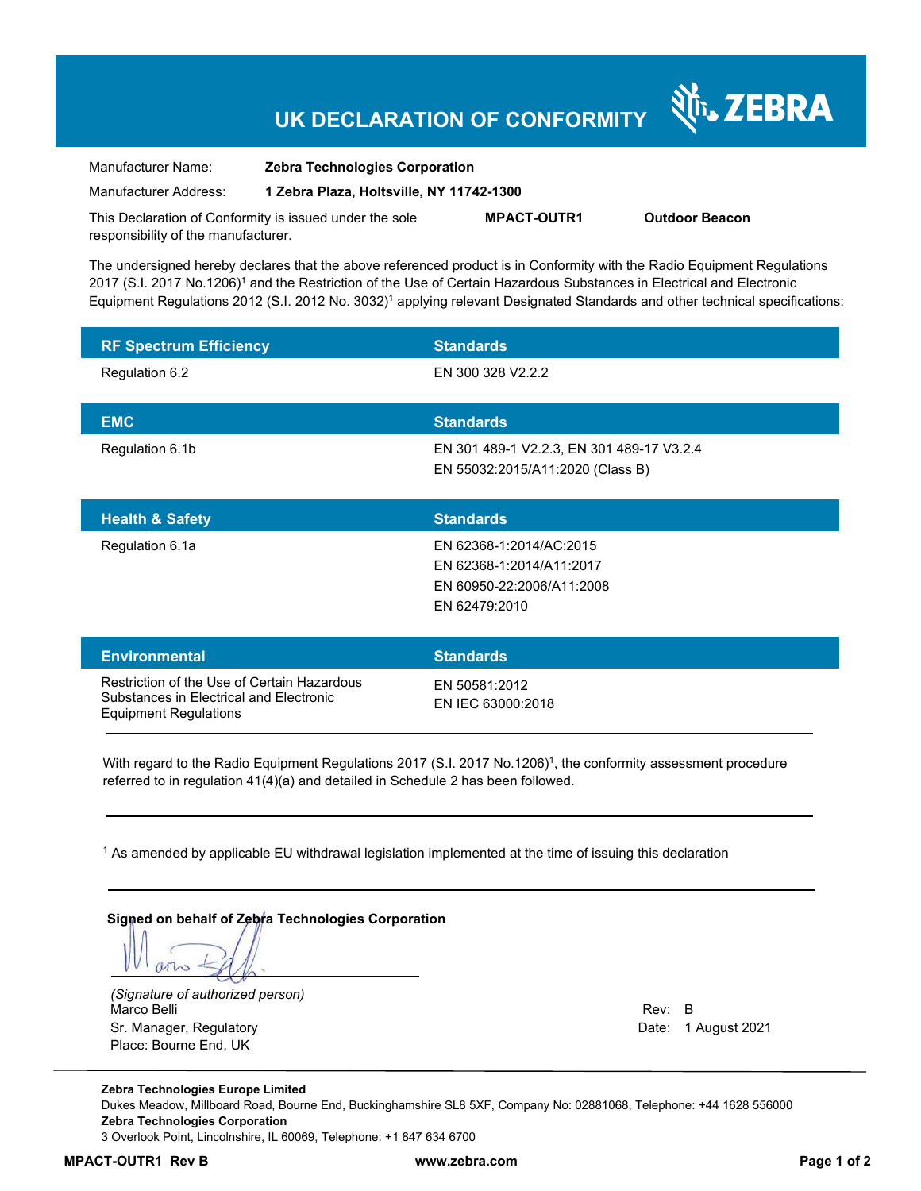# UK DECLARATION OF CONFORMITY

ZEBRA

| | |
|---|---|
| Manufacturer Name: | **Zebra Technologies Corporation** |
| Manufacturer Address: | **1 Zebra Plaza, Holtsville, NY 11742-1300** |

This Declaration of Conformity is issued under the sole responsibility of the manufacturer. **MPACT-OUTR1** **Outdoor Beacon**

The undersigned hereby declares that the above referenced product is in Conformity with the Radio Equipment Regulations 2017 (S.I. 2017 No.1206)[1] and the Restriction of the Use of Certain Hazardous Substances in Electrical and Electronic Equipment Regulations 2012 (S.I. 2012 No. 3032)[1] applying relevant Designated Standards and other technical specifications:

| RF Spectrum Efficiency | Standards |
|---|---|
| Regulation 6.2 | EN 300 328 V2.2.2 |

| EMC | Standards |
|---|---|
| Regulation 6.1b | EN 301 489-1 V2.2.3, EN 301 489-17 V3.2.4<br>EN 55032:2015/A11:2020 (Class B) |

| Health & Safety | Standards |
|---|---|
| Regulation 6.1a | EN 62368-1:2014/AC:2015<br>EN 62368-1:2014/A11:2017<br>EN 60950-22:2006/A11:2008<br>EN 62479:2010 |

| Environmental | Standards |
|---|---|
| Restriction of the Use of Certain Hazardous Substances in Electrical and Electronic Equipment Regulations | EN 50581:2012<br>EN IEC 63000:2018 |

With regard to the Radio Equipment Regulations 2017 (S.I. 2017 No.1206)[1], the conformity assessment procedure referred to in regulation 41(4)(a) and detailed in Schedule 2 has been followed.

[1] As amended by applicable EU withdrawal legislation implemented at the time of issuing this declaration

**Signed on behalf of Zebra Technologies Corporation**

*(Signature of authorized person)*
Marco Belli
Sr. Manager, Regulatory
Place: Bourne End, UK

Rev: B
Date: 1 August 2021

**Zebra Technologies Europe Limited**
Dukes Meadow, Millboard Road, Bourne End, Buckinghamshire SL8 5XF, Company No: 02881068, Telephone: +44 1628 556000
**Zebra Technologies Corporation**
3 Overlook Point, Lincolnshire, IL 60069, Telephone: +1 847 634 6700

**MPACT-OUTR1 Rev B** **www.zebra.com**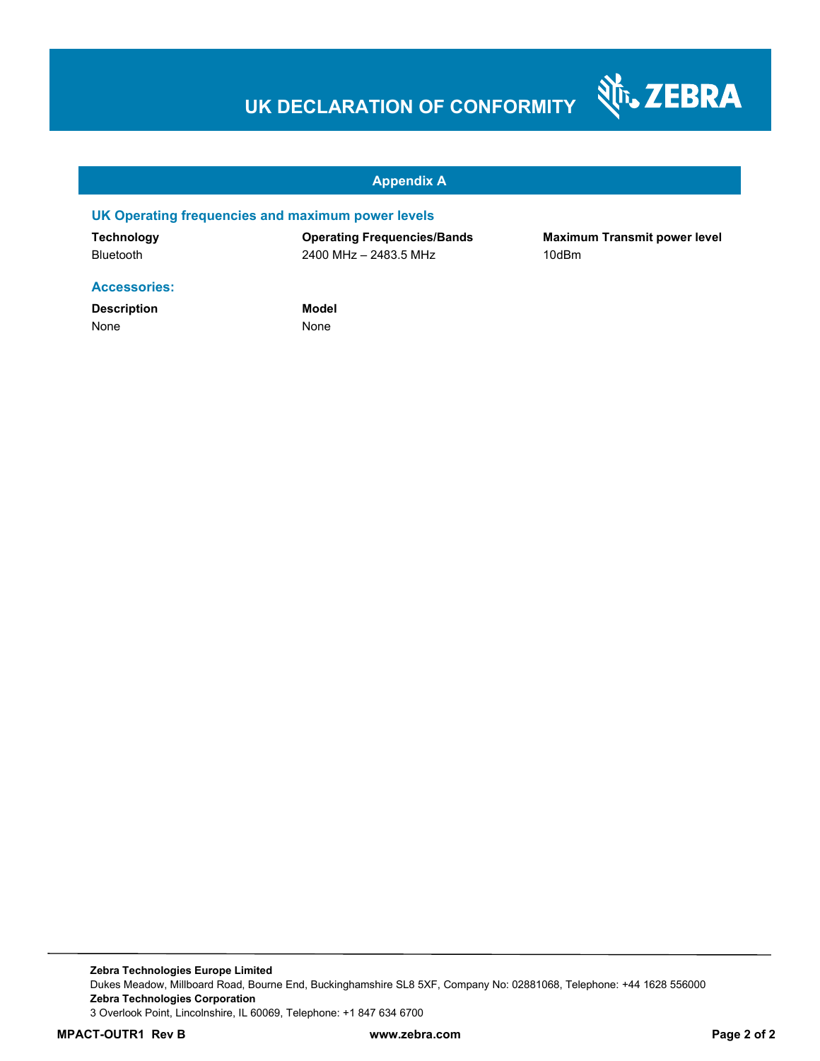# UK DECLARATION OF CONFORMITY

## Appendix A

### UK Operating frequencies and maximum power levels

| Technology | Operating Frequencies/Bands | Maximum Transmit power level |
| --- | --- | --- |
| Bluetooth | 2400 MHz – 2483.5 MHz | 10dBm |

### Accessories:

| Description | Model |
| --- | --- |
| None | None |

**Zebra Technologies Europe Limited**
Dukes Meadow, Millboard Road, Bourne End, Buckinghamshire SL8 5XF, Company No: 02881068, Telephone: +44 1628 556000
**Zebra Technologies Corporation**
3 Overlook Point, Lincolnshire, IL 60069, Telephone: +1 847 634 6700

**MPACT-OUTR1 Rev B** **www.zebra.com**